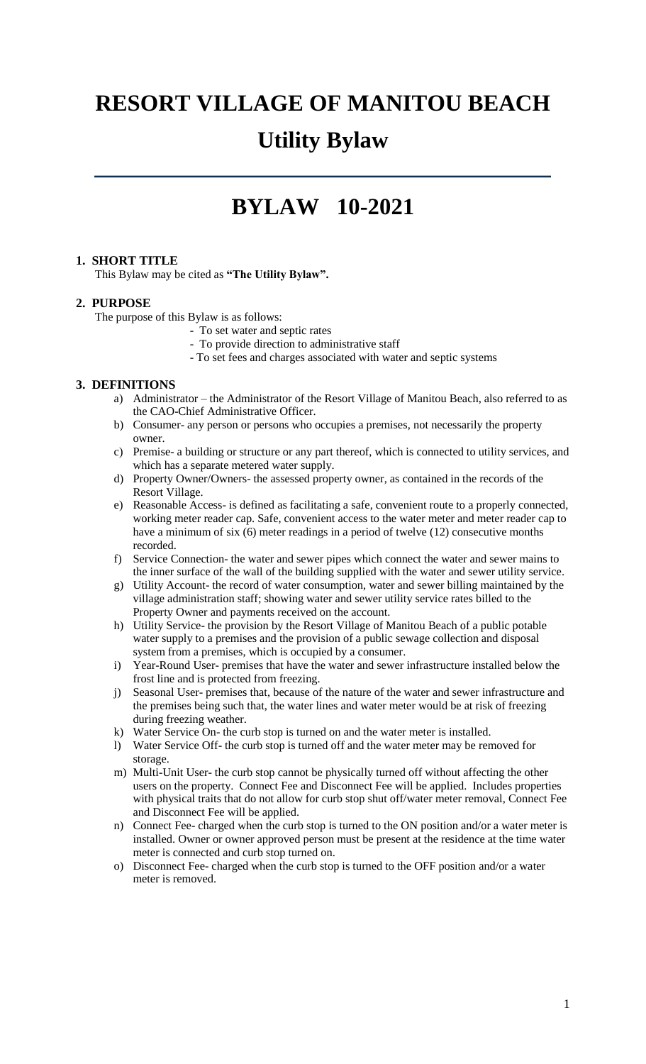# RESORT VILLAGE OF MANITOU BEACH

## Utility Bylaw

# BYLAW 10-2021

### 1. SHORT TITLE

This Bylaw may be cited as **"The Utility Bylaw".**

### 2. PURPOSE

The purpose of this Bylaw is as follows:

- To set water and septic rates
- To provide direction to administrative staff
- To set fees and charges associated with water and septic systems

### 3. DEFINITIONS

a) Administrator – the Administrator of the Resort Village of Manitou Beach, also referred to as the CAO-Chief Administrative Officer.

b) Consumer- any person or persons who occupies a premises, not necessarily the property owner.

c) Premise- a building or structure or any part thereof, which is connected to utility services, and which has a separate metered water supply.

d) Property Owner/Owners- the assessed property owner, as contained in the records of the Resort Village.

e) Reasonable Access- is defined as facilitating a safe, convenient route to a properly connected, working meter reader cap. Safe, convenient access to the water meter and meter reader cap to have a minimum of six (6) meter readings in a period of twelve (12) consecutive months recorded.

f) Service Connection- the water and sewer pipes which connect the water and sewer mains to the inner surface of the wall of the building supplied with the water and sewer utility service.

g) Utility Account- the record of water consumption, water and sewer billing maintained by the village administration staff; showing water and sewer utility service rates billed to the Property Owner and payments received on the account.

h) Utility Service- the provision by the Resort Village of Manitou Beach of a public potable water supply to a premises and the provision of a public sewage collection and disposal system from a premises, which is occupied by a consumer.

i) Year-Round User- premises that have the water and sewer infrastructure installed below the frost line and is protected from freezing.

j) Seasonal User- premises that, because of the nature of the water and sewer infrastructure and the premises being such that, the water lines and water meter would be at risk of freezing during freezing weather.

k) Water Service On- the curb stop is turned on and the water meter is installed.

l) Water Service Off- the curb stop is turned off and the water meter may be removed for storage.

m) Multi-Unit User- the curb stop cannot be physically turned off without affecting the other users on the property. Connect Fee and Disconnect Fee will be applied. Includes properties with physical traits that do not allow for curb stop shut off/water meter removal, Connect Fee and Disconnect Fee will be applied.

n) Connect Fee- charged when the curb stop is turned to the ON position and/or a water meter is installed. Owner or owner approved person must be present at the residence at the time water meter is connected and curb stop turned on.

o) Disconnect Fee- charged when the curb stop is turned to the OFF position and/or a water meter is removed.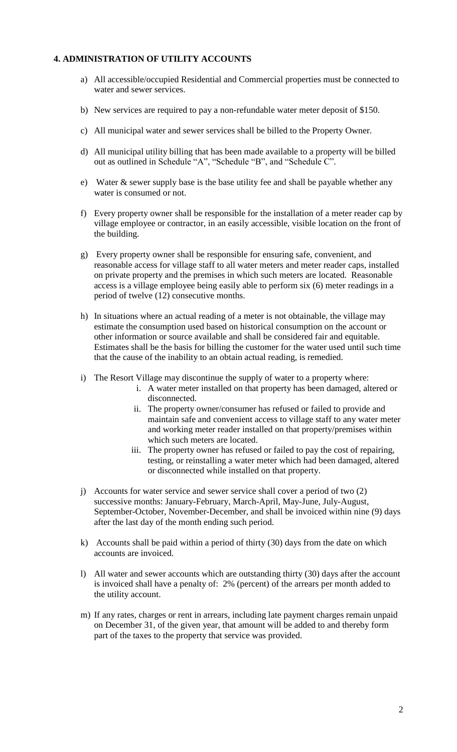## 4. ADMINISTRATION OF UTILITY ACCOUNTS

a) All accessible/occupied Residential and Commercial properties must be connected to water and sewer services.

b) New services are required to pay a non-refundable water meter deposit of $150.

c) All municipal water and sewer services shall be billed to the Property Owner.

d) All municipal utility billing that has been made available to a property will be billed out as outlined in Schedule "A", "Schedule "B", and "Schedule C".

e) Water & sewer supply base is the base utility fee and shall be payable whether any water is consumed or not.

f) Every property owner shall be responsible for the installation of a meter reader cap by village employee or contractor, in an easily accessible, visible location on the front of the building.

g) Every property owner shall be responsible for ensuring safe, convenient, and reasonable access for village staff to all water meters and meter reader caps, installed on private property and the premises in which such meters are located. Reasonable access is a village employee being easily able to perform six (6) meter readings in a period of twelve (12) consecutive months.

h) In situations where an actual reading of a meter is not obtainable, the village may estimate the consumption used based on historical consumption on the account or other information or source available and shall be considered fair and equitable. Estimates shall be the basis for billing the customer for the water used until such time that the cause of the inability to an obtain actual reading, is remedied.

i) The Resort Village may discontinue the supply of water to a property where:
   - i. A water meter installed on that property has been damaged, altered or disconnected.
   - ii. The property owner/consumer has refused or failed to provide and maintain safe and convenient access to village staff to any water meter and working meter reader installed on that property/premises within which such meters are located.
   - iii. The property owner has refused or failed to pay the cost of repairing, testing, or reinstalling a water meter which had been damaged, altered or disconnected while installed on that property.

j) Accounts for water service and sewer service shall cover a period of two (2) successive months: January-February, March-April, May-June, July-August, September-October, November-December, and shall be invoiced within nine (9) days after the last day of the month ending such period.

k) Accounts shall be paid within a period of thirty (30) days from the date on which accounts are invoiced.

l) All water and sewer accounts which are outstanding thirty (30) days after the account is invoiced shall have a penalty of: 2% (percent) of the arrears per month added to the utility account.

m) If any rates, charges or rent in arrears, including late payment charges remain unpaid on December 31, of the given year, that amount will be added to and thereby form part of the taxes to the property that service was provided.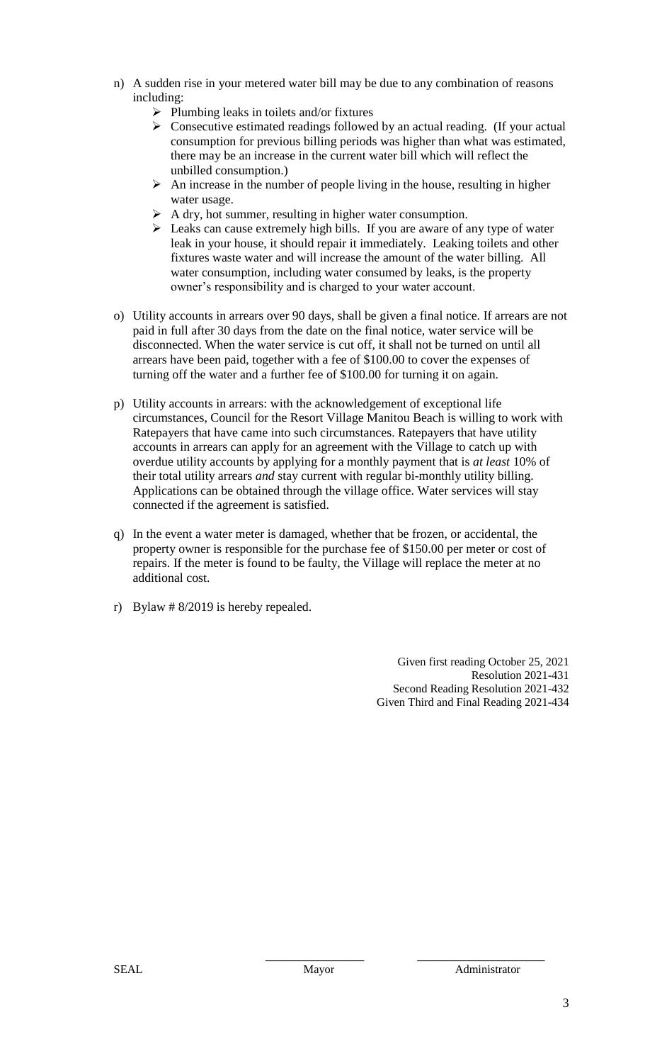n) A sudden rise in your metered water bill may be due to any combination of reasons including:
   - Plumbing leaks in toilets and/or fixtures
   - Consecutive estimated readings followed by an actual reading. (If your actual consumption for previous billing periods was higher than what was estimated, there may be an increase in the current water bill which will reflect the unbilled consumption.)
   - An increase in the number of people living in the house, resulting in higher water usage.
   - A dry, hot summer, resulting in higher water consumption.
   - Leaks can cause extremely high bills. If you are aware of any type of water leak in your house, it should repair it immediately. Leaking toilets and other fixtures waste water and will increase the amount of the water billing. All water consumption, including water consumed by leaks, is the property owner's responsibility and is charged to your water account.

o) Utility accounts in arrears over 90 days, shall be given a final notice. If arrears are not paid in full after 30 days from the date on the final notice, water service will be disconnected. When the water service is cut off, it shall not be turned on until all arrears have been paid, together with a fee of $100.00 to cover the expenses of turning off the water and a further fee of $100.00 for turning it on again.

p) Utility accounts in arrears: with the acknowledgement of exceptional life circumstances, Council for the Resort Village Manitou Beach is willing to work with Ratepayers that have came into such circumstances. Ratepayers that have utility accounts in arrears can apply for an agreement with the Village to catch up with overdue utility accounts by applying for a monthly payment that is *at least* 10% of their total utility arrears *and* stay current with regular bi-monthly utility billing. Applications can be obtained through the village office. Water services will stay connected if the agreement is satisfied.

q) In the event a water meter is damaged, whether that be frozen, or accidental, the property owner is responsible for the purchase fee of $150.00 per meter or cost of repairs. If the meter is found to be faulty, the Village will replace the meter at no additional cost.

r) Bylaw # 8/2019 is hereby repealed.

Given first reading October 25, 2021
Resolution 2021-431
Second Reading Resolution 2021-432
Given Third and Final Reading 2021-434

SEAL

\_\_\_\_\_\_\_\_\_\_\_\_\_\_\_\_\_
Mayor

\_\_\_\_\_\_\_\_\_\_\_\_\_\_\_\_\_\_\_\_\_\_
Administrator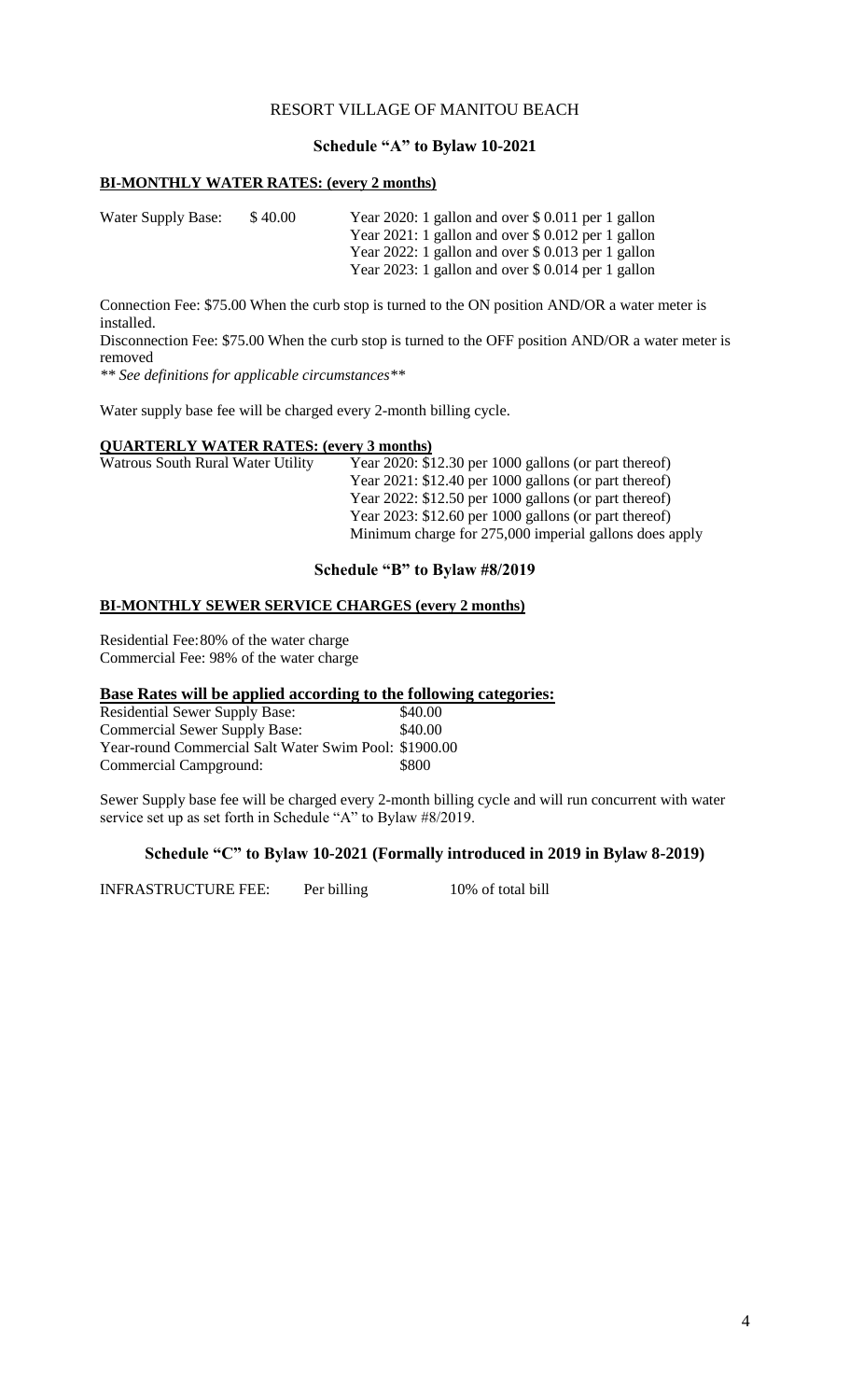RESORT VILLAGE OF MANITOU BEACH

## Schedule "A" to Bylaw 10-2021

**BI-MONTHLY WATER RATES: (every 2 months)**

| | | |
|---|---|---|
| Water Supply Base: | $ 40.00 | Year 2020: 1 gallon and over $ 0.011 per 1 gallon |
| | | Year 2021: 1 gallon and over $ 0.012 per 1 gallon |
| | | Year 2022: 1 gallon and over $ 0.013 per 1 gallon |
| | | Year 2023: 1 gallon and over $ 0.014 per 1 gallon |

Connection Fee: $75.00 When the curb stop is turned to the ON position AND/OR a water meter is installed.
Disconnection Fee: $75.00 When the curb stop is turned to the OFF position AND/OR a water meter is removed
*** See definitions for applicable circumstances***

Water supply base fee will be charged every 2-month billing cycle.

**QUARTERLY WATER RATES: (every 3 months)**

| | |
|---|---|
| Watrous South Rural Water Utility | Year 2020: $12.30 per 1000 gallons (or part thereof) |
| | Year 2021: $12.40 per 1000 gallons (or part thereof) |
| | Year 2022: $12.50 per 1000 gallons (or part thereof) |
| | Year 2023: $12.60 per 1000 gallons (or part thereof) |
| | Minimum charge for 275,000 imperial gallons does apply |

## Schedule "B" to Bylaw #8/2019

**BI-MONTHLY SEWER SERVICE CHARGES (every 2 months)**

Residential Fee: 80% of the water charge
Commercial Fee: 98% of the water charge

**Base Rates will be applied according to the following categories:**

| | |
|---|---|
| Residential Sewer Supply Base: | $40.00 |
| Commercial Sewer Supply Base: | $40.00 |
| Year-round Commercial Salt Water Swim Pool: | $1900.00 |
| Commercial Campground: | $800 |

Sewer Supply base fee will be charged every 2-month billing cycle and will run concurrent with water service set up as set forth in Schedule "A" to Bylaw #8/2019.

## Schedule "C" to Bylaw 10-2021 (Formally introduced in 2019 in Bylaw 8-2019)

| | | |
|---|---|---|
| INFRASTRUCTURE FEE: | Per billing | 10% of total bill |